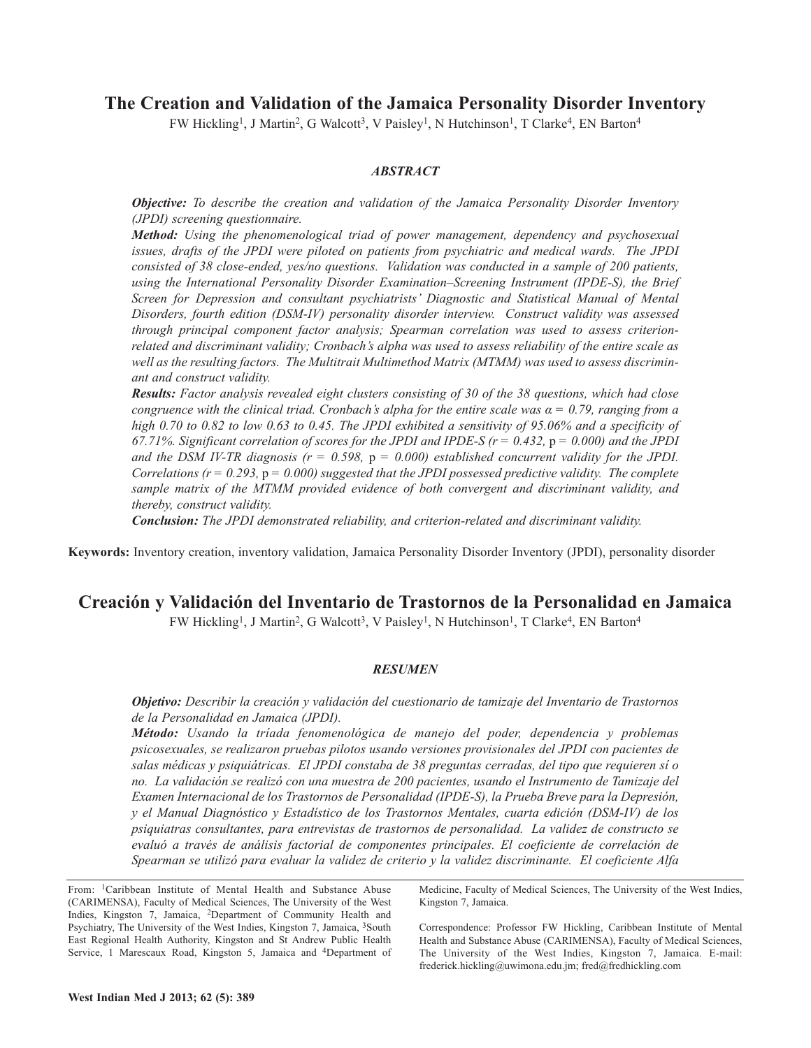# The Creation and Validation of the Jamaica Personality Disorder Inventory

FW Hickling[1], J Martin[2], G Walcott[3], V Paisley[1], N Hutchinson[1], T Clarke[4], EN Barton[4]

### *ABSTRACT*

***Objective:*** *To describe the creation and validation of the Jamaica Personality Disorder Inventory (JPDI) screening questionnaire.*

***Method:*** *Using the phenomenological triad of power management, dependency and psychosexual issues, drafts of the JPDI were piloted on patients from psychiatric and medical wards. The JPDI consisted of 38 close-ended, yes/no questions. Validation was conducted in a sample of 200 patients, using the International Personality Disorder Examination–Screening Instrument (IPDE-S), the Brief Screen for Depression and consultant psychiatrists' Diagnostic and Statistical Manual of Mental Disorders, fourth edition (DSM-IV) personality disorder interview. Construct validity was assessed through principal component factor analysis; Spearman correlation was used to assess criterion-related and discriminant validity; Cronbach's alpha was used to assess reliability of the entire scale as well as the resulting factors. The Multitrait Multimethod Matrix (MTMM) was used to assess discriminant and construct validity.*

***Results:*** *Factor analysis revealed eight clusters consisting of 30 of the 38 questions, which had close congruence with the clinical triad. Cronbach's alpha for the entire scale was α = 0.79, ranging from a high 0.70 to 0.82 to low 0.63 to 0.45. The JPDI exhibited a sensitivity of 95.06% and a specificity of 67.71%. Significant correlation of scores for the JPDI and IPDE-S (r = 0.432,* p *= 0.000) and the JPDI and the DSM IV-TR diagnosis (r = 0.598,* p *= 0.000) established concurrent validity for the JPDI. Correlations (r = 0.293,* p *= 0.000) suggested that the JPDI possessed predictive validity. The complete sample matrix of the MTMM provided evidence of both convergent and discriminant validity, and thereby, construct validity.*

***Conclusion:*** *The JPDI demonstrated reliability, and criterion-related and discriminant validity.*

**Keywords:** Inventory creation, inventory validation, Jamaica Personality Disorder Inventory (JPDI), personality disorder

# Creación y Validación del Inventario de Trastornos de la Personalidad en Jamaica

FW Hickling[1], J Martin[2], G Walcott[3], V Paisley[1], N Hutchinson[1], T Clarke[4], EN Barton[4]

### *RESUMEN*

***Objetivo:*** *Describir la creación y validación del cuestionario de tamizaje del Inventario de Trastornos de la Personalidad en Jamaica (JPDI).*

***Método:*** *Usando la tríada fenomenológica de manejo del poder, dependencia y problemas psicosexuales, se realizaron pruebas pilotos usando versiones provisionales del JPDI con pacientes de salas médicas y psiquiátricas. El JPDI constaba de 38 preguntas cerradas, del tipo que requieren sí o no. La validación se realizó con una muestra de 200 pacientes, usando el Instrumento de Tamizaje del Examen Internacional de los Trastornos de Personalidad (IPDE-S), la Prueba Breve para la Depresión, y el Manual Diagnóstico y Estadístico de los Trastornos Mentales, cuarta edición (DSM-IV) de los psiquiatras consultantes, para entrevistas de trastornos de personalidad. La validez de constructo se evaluó a través de análisis factorial de componentes principales. El coeficiente de correlación de Spearman se utilizó para evaluar la validez de criterio y la validez discriminante. El coeficiente Alfa*

---

From: [1]Caribbean Institute of Mental Health and Substance Abuse (CARIMENSA), Faculty of Medical Sciences, The University of the West Indies, Kingston 7, Jamaica, [2]Department of Community Health and Psychiatry, The University of the West Indies, Kingston 7, Jamaica, [3]South East Regional Health Authority, Kingston and St Andrew Public Health Service, 1 Marescaux Road, Kingston 5, Jamaica and [4]Department of Medicine, Faculty of Medical Sciences, The University of the West Indies, Kingston 7, Jamaica.

Correspondence: Professor FW Hickling, Caribbean Institute of Mental Health and Substance Abuse (CARIMENSA), Faculty of Medical Sciences, The University of the West Indies, Kingston 7, Jamaica. E-mail: frederick.hickling@uwimona.edu.jm; fred@fredhickling.com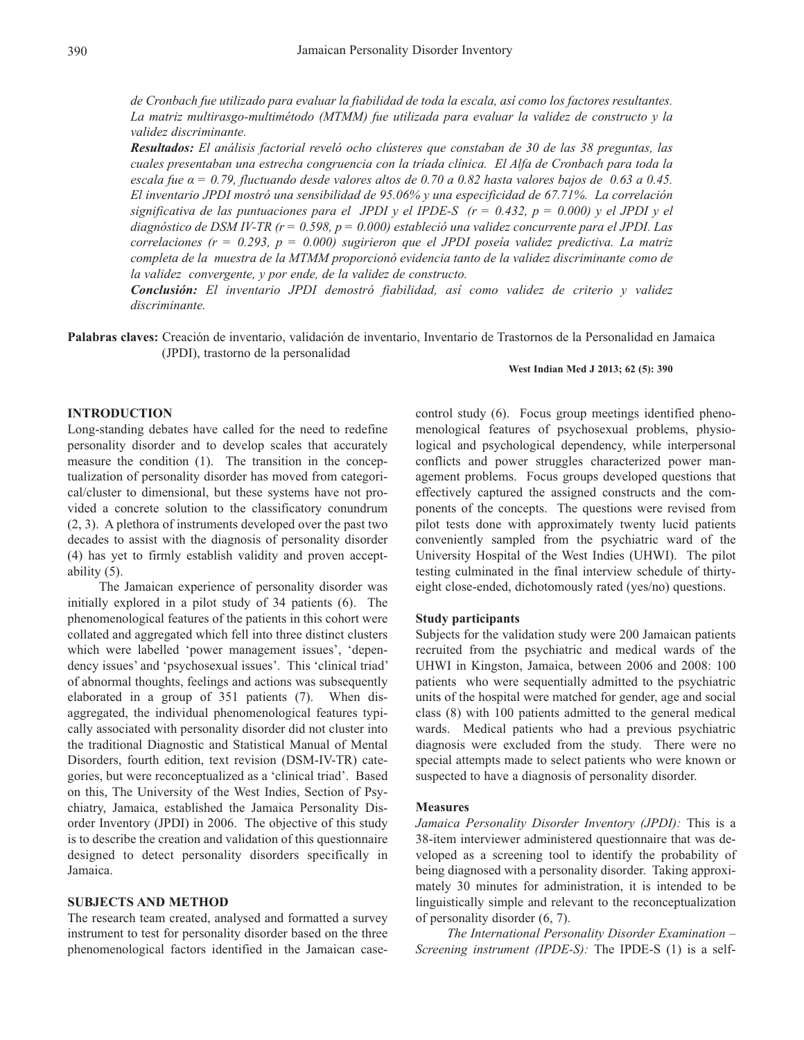*de Cronbach fue utilizado para evaluar la fiabilidad de toda la escala, así como los factores resultantes. La matriz multirasgo-multimétodo (MTMM) fue utilizada para evaluar la validez de constructo y la validez discriminante.*

***Resultados:*** *El análisis factorial reveló ocho clústeres que constaban de 30 de las 38 preguntas, las cuales presentaban una estrecha congruencia con la tríada clínica. El Alfa de Cronbach para toda la escala fue α = 0.79, fluctuando desde valores altos de 0.70 a 0.82 hasta valores bajos de 0.63 a 0.45. El inventario JPDI mostró una sensibilidad de 95.06% y una especificidad de 67.71%. La correlación significativa de las puntuaciones para el JPDI y el IPDE-S ($r = 0.432$, $p = 0.000$) y el JPDI y el diagnóstico de DSM IV-TR ($r = 0.598$, $p = 0.000$) estableció una validez concurrente para el JPDI. Las correlaciones ($r = 0.293$, $p = 0.000$) sugirieron que el JPDI poseía validez predictiva. La matriz completa de la muestra de la MTMM proporcionó evidencia tanto de la validez discriminante como de la validez convergente, y por ende, de la validez de constructo.*

***Conclusión:*** *El inventario JPDI demostró fiabilidad, así como validez de criterio y validez discriminante.*

**Palabras claves:** Creación de inventario, validación de inventario, Inventario de Trastornos de la Personalidad en Jamaica (JPDI), trastorno de la personalidad

**West Indian Med J 2013; 62 (5): 390**

## INTRODUCTION

Long-standing debates have called for the need to redefine personality disorder and to develop scales that accurately measure the condition (1). The transition in the conceptualization of personality disorder has moved from categorical/cluster to dimensional, but these systems have not provided a concrete solution to the classificatory conundrum (2, 3). A plethora of instruments developed over the past two decades to assist with the diagnosis of personality disorder (4) has yet to firmly establish validity and proven acceptability (5).

The Jamaican experience of personality disorder was initially explored in a pilot study of 34 patients (6). The phenomenological features of the patients in this cohort were collated and aggregated which fell into three distinct clusters which were labelled 'power management issues', 'dependency issues' and 'psychosexual issues'. This 'clinical triad' of abnormal thoughts, feelings and actions was subsequently elaborated in a group of 351 patients (7). When disaggregated, the individual phenomenological features typically associated with personality disorder did not cluster into the traditional Diagnostic and Statistical Manual of Mental Disorders, fourth edition, text revision (DSM-IV-TR) categories, but were reconceptualized as a 'clinical triad'. Based on this, The University of the West Indies, Section of Psychiatry, Jamaica, established the Jamaica Personality Disorder Inventory (JPDI) in 2006. The objective of this study is to describe the creation and validation of this questionnaire designed to detect personality disorders specifically in Jamaica.

## SUBJECTS AND METHOD

The research team created, analysed and formatted a survey instrument to test for personality disorder based on the three phenomenological factors identified in the Jamaican case-control study (6). Focus group meetings identified phenomenological features of psychosexual problems, physiological and psychological dependency, while interpersonal conflicts and power struggles characterized power management problems. Focus groups developed questions that effectively captured the assigned constructs and the components of the concepts. The questions were revised from pilot tests done with approximately twenty lucid patients conveniently sampled from the psychiatric ward of the University Hospital of the West Indies (UHWI). The pilot testing culminated in the final interview schedule of thirty-eight close-ended, dichotomously rated (yes/no) questions.

### Study participants

Subjects for the validation study were 200 Jamaican patients recruited from the psychiatric and medical wards of the UHWI in Kingston, Jamaica, between 2006 and 2008: 100 patients who were sequentially admitted to the psychiatric units of the hospital were matched for gender, age and social class (8) with 100 patients admitted to the general medical wards. Medical patients who had a previous psychiatric diagnosis were excluded from the study. There were no special attempts made to select patients who were known or suspected to have a diagnosis of personality disorder.

### Measures

*Jamaica Personality Disorder Inventory (JPDI):* This is a 38-item interviewer administered questionnaire that was developed as a screening tool to identify the probability of being diagnosed with a personality disorder. Taking approximately 30 minutes for administration, it is intended to be linguistically simple and relevant to the reconceptualization of personality disorder (6, 7).

*The International Personality Disorder Examination – Screening instrument (IPDE-S):* The IPDE-S (1) is a self-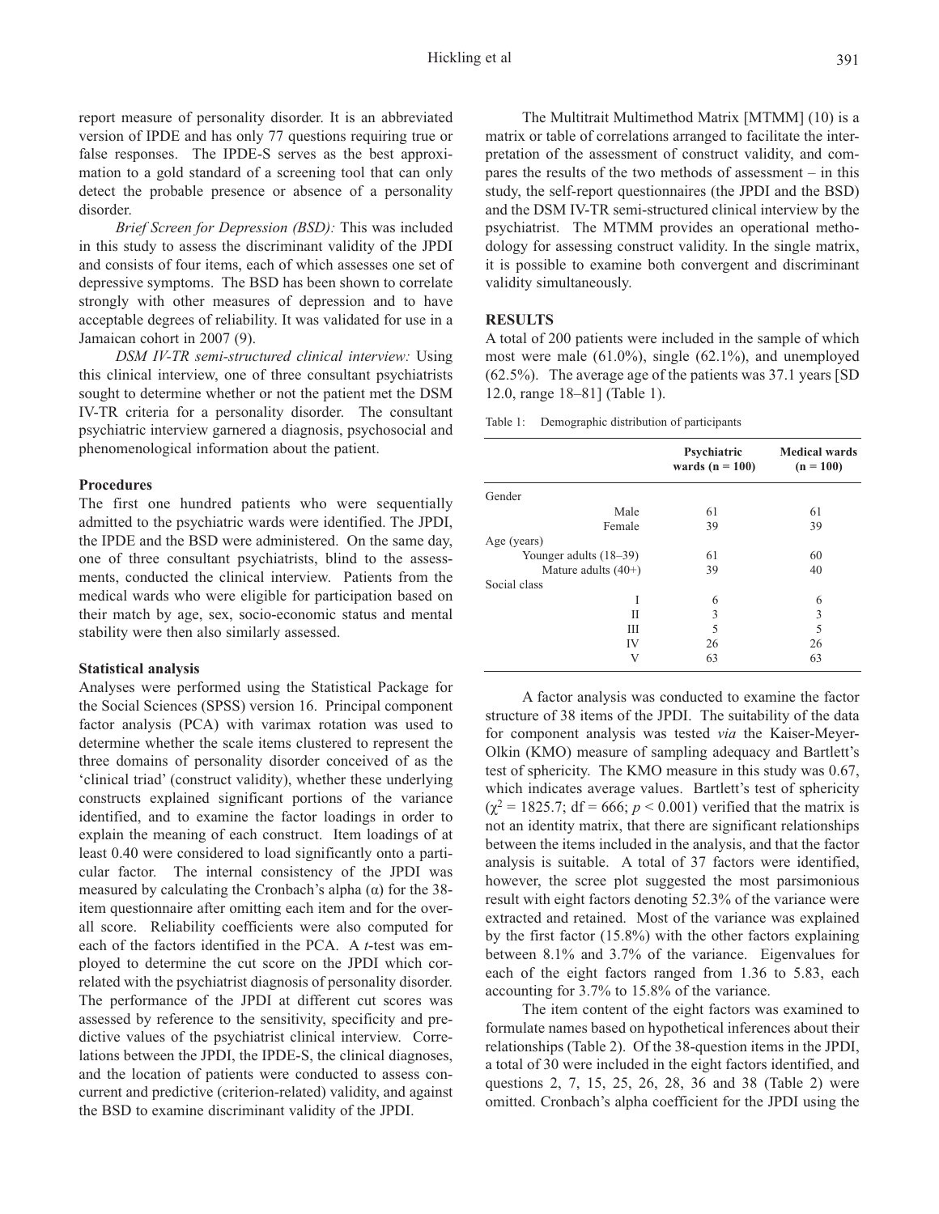report measure of personality disorder. It is an abbreviated version of IPDE and has only 77 questions requiring true or false responses. The IPDE-S serves as the best approximation to a gold standard of a screening tool that can only detect the probable presence or absence of a personality disorder.

*Brief Screen for Depression (BSD):* This was included in this study to assess the discriminant validity of the JPDI and consists of four items, each of which assesses one set of depressive symptoms. The BSD has been shown to correlate strongly with other measures of depression and to have acceptable degrees of reliability. It was validated for use in a Jamaican cohort in 2007 (9).

*DSM IV-TR semi-structured clinical interview:* Using this clinical interview, one of three consultant psychiatrists sought to determine whether or not the patient met the DSM IV-TR criteria for a personality disorder. The consultant psychiatric interview garnered a diagnosis, psychosocial and phenomenological information about the patient.

### Procedures

The first one hundred patients who were sequentially admitted to the psychiatric wards were identified. The JPDI, the IPDE and the BSD were administered. On the same day, one of three consultant psychiatrists, blind to the assessments, conducted the clinical interview. Patients from the medical wards who were eligible for participation based on their match by age, sex, socio-economic status and mental stability were then also similarly assessed.

### Statistical analysis

Analyses were performed using the Statistical Package for the Social Sciences (SPSS) version 16. Principal component factor analysis (PCA) with varimax rotation was used to determine whether the scale items clustered to represent the three domains of personality disorder conceived of as the 'clinical triad' (construct validity), whether these underlying constructs explained significant portions of the variance identified, and to examine the factor loadings in order to explain the meaning of each construct. Item loadings of at least 0.40 were considered to load significantly onto a particular factor. The internal consistency of the JPDI was measured by calculating the Cronbach's alpha ($\alpha$) for the 38-item questionnaire after omitting each item and for the overall score. Reliability coefficients were also computed for each of the factors identified in the PCA. A *t*-test was employed to determine the cut score on the JPDI which correlated with the psychiatrist diagnosis of personality disorder. The performance of the JPDI at different cut scores was assessed by reference to the sensitivity, specificity and predictive values of the psychiatrist clinical interview. Correlations between the JPDI, the IPDE-S, the clinical diagnoses, and the location of patients were conducted to assess concurrent and predictive (criterion-related) validity, and against the BSD to examine discriminant validity of the JPDI.

The Multitrait Multimethod Matrix [MTMM] (10) is a matrix or table of correlations arranged to facilitate the interpretation of the assessment of construct validity, and compares the results of the two methods of assessment – in this study, the self-report questionnaires (the JPDI and the BSD) and the DSM IV-TR semi-structured clinical interview by the psychiatrist. The MTMM provides an operational methodology for assessing construct validity. In the single matrix, it is possible to examine both convergent and discriminant validity simultaneously.

## RESULTS

A total of 200 patients were included in the sample of which most were male (61.0%), single (62.1%), and unemployed (62.5%). The average age of the patients was 37.1 years [SD 12.0, range 18–81] (Table 1).

Table 1: Demographic distribution of participants

| | Psychiatric wards (n = 100) | Medical wards (n = 100) |
|---|---|---|
| Gender | | |
| Male | 61 | 61 |
| Female | 39 | 39 |
| Age (years) | | |
| Younger adults (18–39) | 61 | 60 |
| Mature adults (40+) | 39 | 40 |
| Social class | | |
| I | 6 | 6 |
| II | 3 | 3 |
| III | 5 | 5 |
| IV | 26 | 26 |
| V | 63 | 63 |

A factor analysis was conducted to examine the factor structure of 38 items of the JPDI. The suitability of the data for component analysis was tested *via* the Kaiser-Meyer-Olkin (KMO) measure of sampling adequacy and Bartlett's test of sphericity. The KMO measure in this study was 0.67, which indicates average values. Bartlett's test of sphericity ($\chi^2 = 1825.7$; df = 666; $p < 0.001$) verified that the matrix is not an identity matrix, that there are significant relationships between the items included in the analysis, and that the factor analysis is suitable. A total of 37 factors were identified, however, the scree plot suggested the most parsimonious result with eight factors denoting 52.3% of the variance were extracted and retained. Most of the variance was explained by the first factor (15.8%) with the other factors explaining between 8.1% and 3.7% of the variance. Eigenvalues for each of the eight factors ranged from 1.36 to 5.83, each accounting for 3.7% to 15.8% of the variance.

The item content of the eight factors was examined to formulate names based on hypothetical inferences about their relationships (Table 2). Of the 38-question items in the JPDI, a total of 30 were included in the eight factors identified, and questions 2, 7, 15, 25, 26, 28, 36 and 38 (Table 2) were omitted. Cronbach's alpha coefficient for the JPDI using the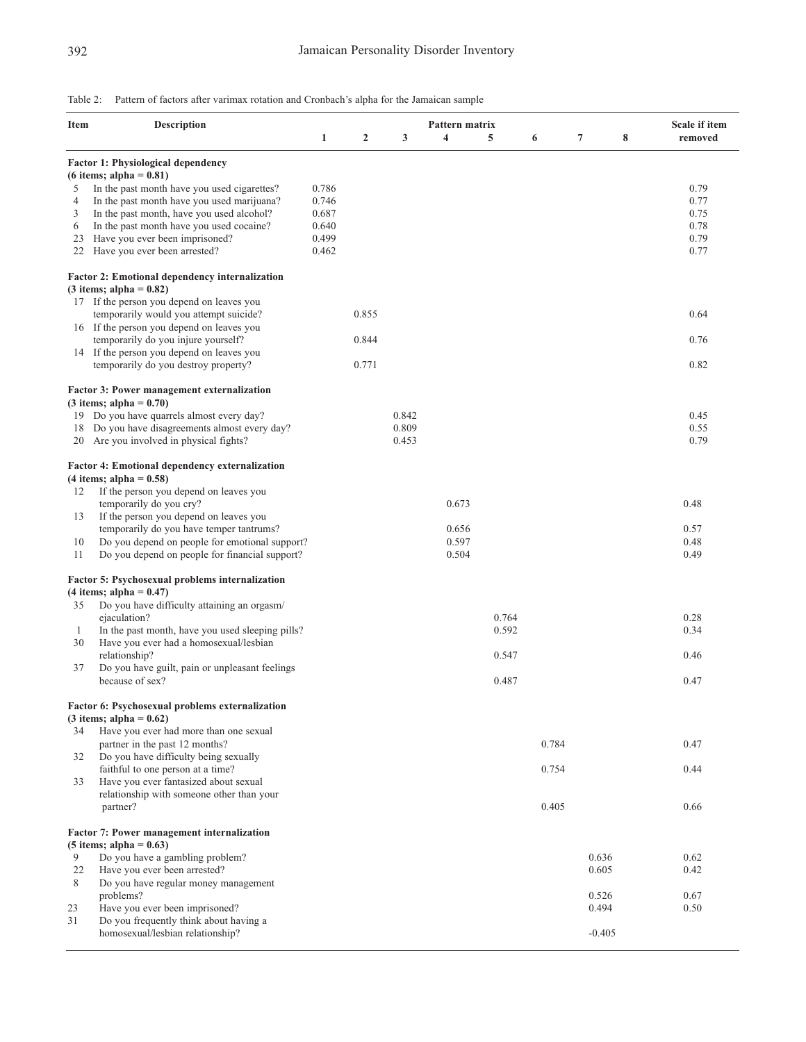Table 2: Pattern of factors after varimax rotation and Cronbach's alpha for the Jamaican sample

| Item | Description | Pattern matrix 1 | 2 | 3 | 4 | 5 | 6 | 7 | 8 | Scale if item removed |
|---|---|---|---|---|---|---|---|---|---|---|
| | **Factor 1: Physiological dependency (6 items; alpha = 0.81)** | | | | | | | | | |
| 5 | In the past month have you used cigarettes? | 0.786 | | | | | | | | 0.79 |
| 4 | In the past month have you used marijuana? | 0.746 | | | | | | | | 0.77 |
| 3 | In the past month, have you used alcohol? | 0.687 | | | | | | | | 0.75 |
| 6 | In the past month have you used cocaine? | 0.640 | | | | | | | | 0.78 |
| 23 | Have you ever been imprisoned? | 0.499 | | | | | | | | 0.79 |
| 22 | Have you ever been arrested? | 0.462 | | | | | | | | 0.77 |
| | **Factor 2: Emotional dependency internalization (3 items; alpha = 0.82)** | | | | | | | | | |
| 17 | If the person you depend on leaves you temporarily would you attempt suicide? | | 0.855 | | | | | | | 0.64 |
| 16 | If the person you depend on leaves you temporarily do you injure yourself? | | 0.844 | | | | | | | 0.76 |
| 14 | If the person you depend on leaves you temporarily do you destroy property? | | 0.771 | | | | | | | 0.82 |
| | **Factor 3: Power management externalization (3 items; alpha = 0.70)** | | | | | | | | | |
| 19 | Do you have quarrels almost every day? | | | 0.842 | | | | | | 0.45 |
| 18 | Do you have disagreements almost every day? | | | 0.809 | | | | | | 0.55 |
| 20 | Are you involved in physical fights? | | | 0.453 | | | | | | 0.79 |
| | **Factor 4: Emotional dependency externalization (4 items; alpha = 0.58)** | | | | | | | | | |
| 12 | If the person you depend on leaves you temporarily do you cry? | | | | 0.673 | | | | | 0.48 |
| 13 | If the person you depend on leaves you temporarily do you have temper tantrums? | | | | 0.656 | | | | | 0.57 |
| 10 | Do you depend on people for emotional support? | | | | 0.597 | | | | | 0.48 |
| 11 | Do you depend on people for financial support? | | | | 0.504 | | | | | 0.49 |
| | **Factor 5: Psychosexual problems internalization (4 items; alpha = 0.47)** | | | | | | | | | |
| 35 | Do you have difficulty attaining an orgasm/ ejaculation? | | | | | 0.764 | | | | 0.28 |
| 1 | In the past month, have you used sleeping pills? | | | | | 0.592 | | | | 0.34 |
| 30 | Have you ever had a homosexual/lesbian relationship? | | | | | 0.547 | | | | 0.46 |
| 37 | Do you have guilt, pain or unpleasant feelings because of sex? | | | | | 0.487 | | | | 0.47 |
| | **Factor 6: Psychosexual problems externalization (3 items; alpha = 0.62)** | | | | | | | | | |
| 34 | Have you ever had more than one sexual partner in the past 12 months? | | | | | | 0.784 | | | 0.47 |
| 32 | Do you have difficulty being sexually faithful to one person at a time? | | | | | | 0.754 | | | 0.44 |
| 33 | Have you ever fantasized about sexual relationship with someone other than your partner? | | | | | | 0.405 | | | 0.66 |
| | **Factor 7: Power management internalization (5 items; alpha = 0.63)** | | | | | | | | | |
| 9 | Do you have a gambling problem? | | | | | | | 0.636 | | 0.62 |
| 22 | Have you ever been arrested? | | | | | | | 0.605 | | 0.42 |
| 8 | Do you have regular money management problems? | | | | | | | 0.526 | | 0.67 |
| 23 | Have you ever been imprisoned? | | | | | | | 0.494 | | 0.50 |
| 31 | Do you frequently think about having a homosexual/lesbian relationship? | | | | | | | -0.405 | | |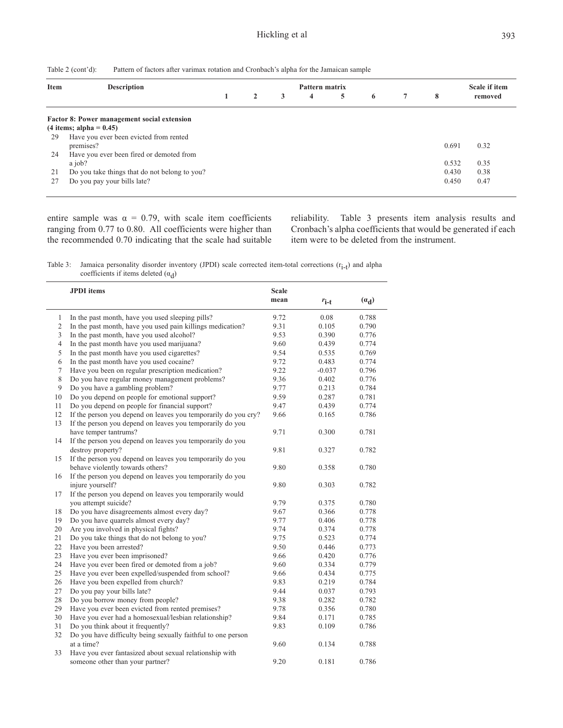Table 2 (cont'd): Pattern of factors after varimax rotation and Cronbach's alpha for the Jamaican sample

| Item | Description | Pattern matrix 1 | 2 | 3 | 4 | 5 | 6 | 7 | 8 | Scale if item removed |
|---|---|---|---|---|---|---|---|---|---|---|
| | **Factor 8: Power management social extension (4 items; alpha = 0.45)** | | | | | | | | | |
| 29 | Have you ever been evicted from rented premises? | | | | | | | | 0.691 | 0.32 |
| 24 | Have you ever been fired or demoted from a job? | | | | | | | | 0.532 | 0.35 |
| 21 | Do you take things that do not belong to you? | | | | | | | | 0.430 | 0.38 |
| 27 | Do you pay your bills late? | | | | | | | | 0.450 | 0.47 |

entire sample was $\alpha = 0.79$, with scale item coefficients ranging from 0.77 to 0.80. All coefficients were higher than the recommended 0.70 indicating that the scale had suitable reliability. Table 3 presents item analysis results and Cronbach's alpha coefficients that would be generated if each item were to be deleted from the instrument.

Table 3: Jamaica personality disorder inventory (JPDI) scale corrected item-total corrections ($r_{i\text{-}t}$) and alpha coefficients if items deleted ($\alpha_d$)

| | JPDI items | Scale mean | $r_{i\text{-}t}$ | ($\alpha_d$) |
|---|---|---|---|---|
| 1 | In the past month, have you used sleeping pills? | 9.72 | 0.08 | 0.788 |
| 2 | In the past month, have you used pain killings medication? | 9.31 | 0.105 | 0.790 |
| 3 | In the past month, have you used alcohol? | 9.53 | 0.390 | 0.776 |
| 4 | In the past month have you used marijuana? | 9.60 | 0.439 | 0.774 |
| 5 | In the past month have you used cigarettes? | 9.54 | 0.535 | 0.769 |
| 6 | In the past month have you used cocaine? | 9.72 | 0.483 | 0.774 |
| 7 | Have you been on regular prescription medication? | 9.22 | -0.037 | 0.796 |
| 8 | Do you have regular money management problems? | 9.36 | 0.402 | 0.776 |
| 9 | Do you have a gambling problem? | 9.77 | 0.213 | 0.784 |
| 10 | Do you depend on people for emotional support? | 9.59 | 0.287 | 0.781 |
| 11 | Do you depend on people for financial support? | 9.47 | 0.439 | 0.774 |
| 12 | If the person you depend on leaves you temporarily do you cry? | 9.66 | 0.165 | 0.786 |
| 13 | If the person you depend on leaves you temporarily do you have temper tantrums? | 9.71 | 0.300 | 0.781 |
| 14 | If the person you depend on leaves you temporarily do you destroy property? | 9.81 | 0.327 | 0.782 |
| 15 | If the person you depend on leaves you temporarily do you behave violently towards others? | 9.80 | 0.358 | 0.780 |
| 16 | If the person you depend on leaves you temporarily do you injure yourself? | 9.80 | 0.303 | 0.782 |
| 17 | If the person you depend on leaves you temporarily would you attempt suicide? | 9.79 | 0.375 | 0.780 |
| 18 | Do you have disagreements almost every day? | 9.67 | 0.366 | 0.778 |
| 19 | Do you have quarrels almost every day? | 9.77 | 0.406 | 0.778 |
| 20 | Are you involved in physical fights? | 9.74 | 0.374 | 0.778 |
| 21 | Do you take things that do not belong to you? | 9.75 | 0.523 | 0.774 |
| 22 | Have you been arrested? | 9.50 | 0.446 | 0.773 |
| 23 | Have you ever been imprisoned? | 9.66 | 0.420 | 0.776 |
| 24 | Have you ever been fired or demoted from a job? | 9.60 | 0.334 | 0.779 |
| 25 | Have you ever been expelled/suspended from school? | 9.66 | 0.434 | 0.775 |
| 26 | Have you been expelled from church? | 9.83 | 0.219 | 0.784 |
| 27 | Do you pay your bills late? | 9.44 | 0.037 | 0.793 |
| 28 | Do you borrow money from people? | 9.38 | 0.282 | 0.782 |
| 29 | Have you ever been evicted from rented premises? | 9.78 | 0.356 | 0.780 |
| 30 | Have you ever had a homosexual/lesbian relationship? | 9.84 | 0.171 | 0.785 |
| 31 | Do you think about it frequently? | 9.83 | 0.109 | 0.786 |
| 32 | Do you have difficulty being sexually faithful to one person at a time? | 9.60 | 0.134 | 0.788 |
| 33 | Have you ever fantasized about sexual relationship with someone other than your partner? | 9.20 | 0.181 | 0.786 |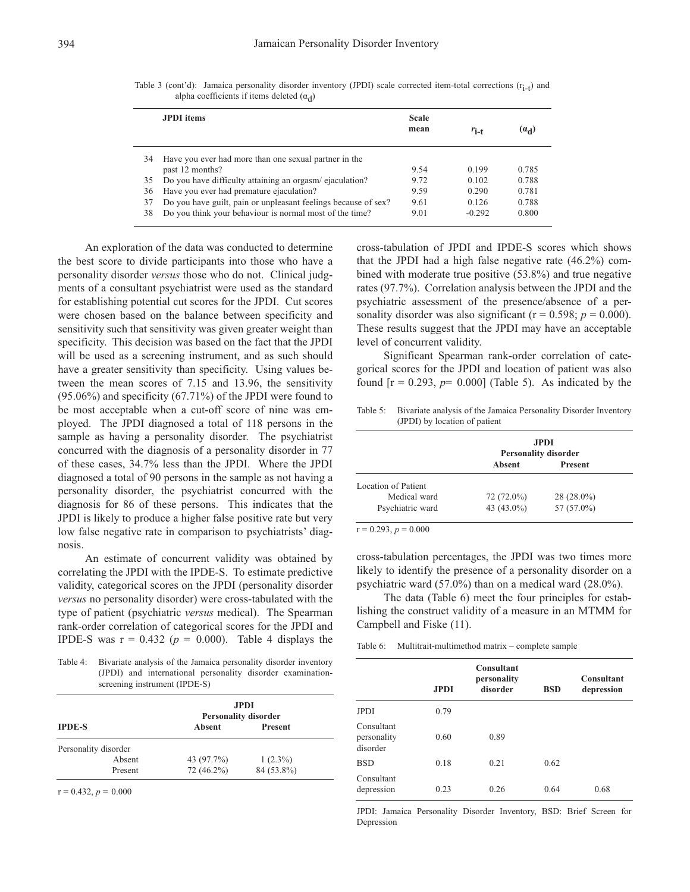Table 3 (cont'd): Jamaica personality disorder inventory (JPDI) scale corrected item-total corrections ($r_{i-t}$) and alpha coefficients if items deleted ($\alpha_d$)

| | JPDI items | Scale mean | $r_{i-t}$ | ($\alpha_d$) |
|---|---|---|---|---|
| 34 | Have you ever had more than one sexual partner in the past 12 months? | 9.54 | 0.199 | 0.785 |
| 35 | Do you have difficulty attaining an orgasm/ ejaculation? | 9.72 | 0.102 | 0.788 |
| 36 | Have you ever had premature ejaculation? | 9.59 | 0.290 | 0.781 |
| 37 | Do you have guilt, pain or unpleasant feelings because of sex? | 9.61 | 0.126 | 0.788 |
| 38 | Do you think your behaviour is normal most of the time? | 9.01 | -0.292 | 0.800 |

An exploration of the data was conducted to determine the best score to divide participants into those who have a personality disorder *versus* those who do not. Clinical judgments of a consultant psychiatrist were used as the standard for establishing potential cut scores for the JPDI. Cut scores were chosen based on the balance between specificity and sensitivity such that sensitivity was given greater weight than specificity. This decision was based on the fact that the JPDI will be used as a screening instrument, and as such should have a greater sensitivity than specificity. Using values between the mean scores of 7.15 and 13.96, the sensitivity (95.06%) and specificity (67.71%) of the JPDI were found to be most acceptable when a cut-off score of nine was employed. The JPDI diagnosed a total of 118 persons in the sample as having a personality disorder. The psychiatrist concurred with the diagnosis of a personality disorder in 77 of these cases, 34.7% less than the JPDI. Where the JPDI diagnosed a total of 90 persons in the sample as not having a personality disorder, the psychiatrist concurred with the diagnosis for 86 of these persons. This indicates that the JPDI is likely to produce a higher false positive rate but very low false negative rate in comparison to psychiatrists' diagnosis.

An estimate of concurrent validity was obtained by correlating the JPDI with the IPDE-S. To estimate predictive validity, categorical scores on the JPDI (personality disorder *versus* no personality disorder) were cross-tabulated with the type of patient (psychiatric *versus* medical). The Spearman rank-order correlation of categorical scores for the JPDI and IPDE-S was r = 0.432 ($p$ = 0.000). Table 4 displays the cross-tabulation of JPDI and IPDE-S scores which shows that the JPDI had a high false negative rate (46.2%) combined with moderate true positive (53.8%) and true negative rates (97.7%). Correlation analysis between the JPDI and the psychiatric assessment of the presence/absence of a personality disorder was also significant (r = 0.598; $p$ = 0.000). These results suggest that the JPDI may have an acceptable level of concurrent validity.

Table 4: Bivariate analysis of the Jamaica personality disorder inventory (JPDI) and international personality disorder examination-screening instrument (IPDE-S)

| IPDE-S | JPDI Personality disorder Absent | JPDI Personality disorder Present |
|---|---|---|
| Personality disorder | | |
| Absent | 43 (97.7%) | 1 (2.3%) |
| Present | 72 (46.2%) | 84 (53.8%) |

r = 0.432, $p$ = 0.000

Significant Spearman rank-order correlation of categorical scores for the JPDI and location of patient was also found [r = 0.293, $p$= 0.000] (Table 5). As indicated by the cross-tabulation percentages, the JPDI was two times more likely to identify the presence of a personality disorder on a psychiatric ward (57.0%) than on a medical ward (28.0%).

Table 5: Bivariate analysis of the Jamaica Personality Disorder Inventory (JPDI) by location of patient

| | JPDI Personality disorder Absent | JPDI Personality disorder Present |
|---|---|---|
| Location of Patient | | |
| Medical ward | 72 (72.0%) | 28 (28.0%) |
| Psychiatric ward | 43 (43.0%) | 57 (57.0%) |

r = 0.293, $p$ = 0.000

The data (Table 6) meet the four principles for establishing the construct validity of a measure in an MTMM for Campbell and Fiske (11).

Table 6: Multitrait-multimethod matrix – complete sample

| | JPDI | Consultant personality disorder | BSD | Consultant depression |
|---|---|---|---|---|
| JPDI | 0.79 | | | |
| Consultant personality disorder | 0.60 | 0.89 | | |
| BSD | 0.18 | 0.21 | 0.62 | |
| Consultant depression | 0.23 | 0.26 | 0.64 | 0.68 |

JPDI: Jamaica Personality Disorder Inventory, BSD: Brief Screen for Depression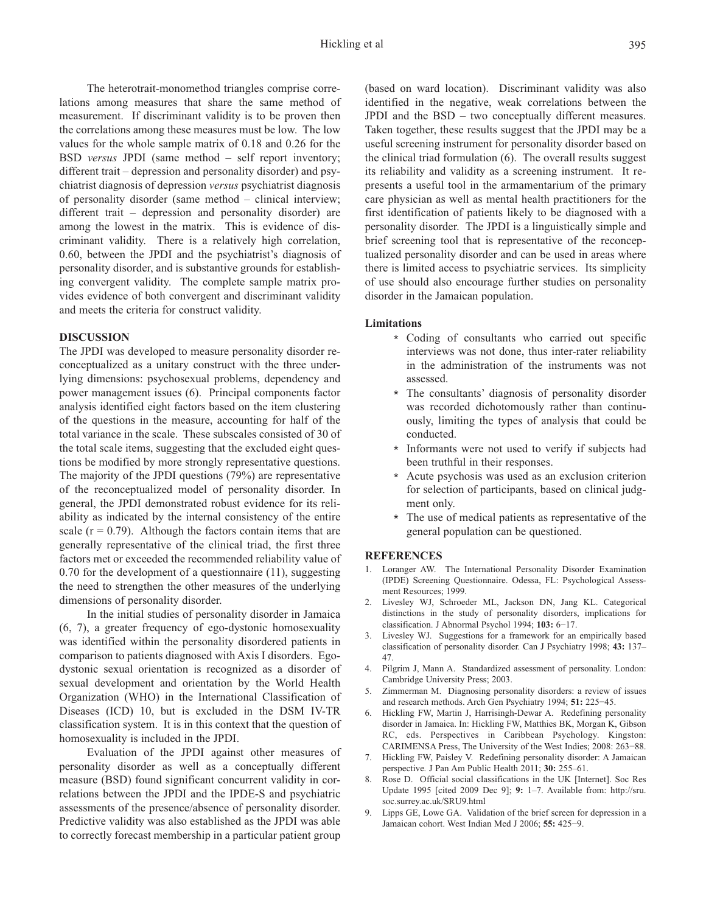The heterotrait-monomethod triangles comprise correlations among measures that share the same method of measurement. If discriminant validity is to be proven then the correlations among these measures must be low. The low values for the whole sample matrix of 0.18 and 0.26 for the BSD *versus* JPDI (same method – self report inventory; different trait – depression and personality disorder) and psychiatrist diagnosis of depression *versus* psychiatrist diagnosis of personality disorder (same method – clinical interview; different trait – depression and personality disorder) are among the lowest in the matrix. This is evidence of discriminant validity. There is a relatively high correlation, 0.60, between the JPDI and the psychiatrist's diagnosis of personality disorder, and is substantive grounds for establishing convergent validity. The complete sample matrix provides evidence of both convergent and discriminant validity and meets the criteria for construct validity.

## DISCUSSION

The JPDI was developed to measure personality disorder reconceptualized as a unitary construct with the three underlying dimensions: psychosexual problems, dependency and power management issues (6). Principal components factor analysis identified eight factors based on the item clustering of the questions in the measure, accounting for half of the total variance in the scale. These subscales consisted of 30 of the total scale items, suggesting that the excluded eight questions be modified by more strongly representative questions. The majority of the JPDI questions (79%) are representative of the reconceptualized model of personality disorder. In general, the JPDI demonstrated robust evidence for its reliability as indicated by the internal consistency of the entire scale ($r = 0.79$). Although the factors contain items that are generally representative of the clinical triad, the first three factors met or exceeded the recommended reliability value of 0.70 for the development of a questionnaire (11), suggesting the need to strengthen the other measures of the underlying dimensions of personality disorder.

In the initial studies of personality disorder in Jamaica (6, 7), a greater frequency of ego-dystonic homosexuality was identified within the personality disordered patients in comparison to patients diagnosed with Axis I disorders. Ego-dystonic sexual orientation is recognized as a disorder of sexual development and orientation by the World Health Organization (WHO) in the International Classification of Diseases (ICD) 10, but is excluded in the DSM IV-TR classification system. It is in this context that the question of homosexuality is included in the JPDI.

Evaluation of the JPDI against other measures of personality disorder as well as a conceptually different measure (BSD) found significant concurrent validity in correlations between the JPDI and the IPDE-S and psychiatric assessments of the presence/absence of personality disorder. Predictive validity was also established as the JPDI was able to correctly forecast membership in a particular patient group (based on ward location). Discriminant validity was also identified in the negative, weak correlations between the JPDI and the BSD – two conceptually different measures. Taken together, these results suggest that the JPDI may be a useful screening instrument for personality disorder based on the clinical triad formulation (6). The overall results suggest its reliability and validity as a screening instrument. It represents a useful tool in the armamentarium of the primary care physician as well as mental health practitioners for the first identification of patients likely to be diagnosed with a personality disorder. The JPDI is a linguistically simple and brief screening tool that is representative of the reconceptualized personality disorder and can be used in areas where there is limited access to psychiatric services. Its simplicity of use should also encourage further studies on personality disorder in the Jamaican population.

### Limitations

* Coding of consultants who carried out specific interviews was not done, thus inter-rater reliability in the administration of the instruments was not assessed.
* The consultants' diagnosis of personality disorder was recorded dichotomously rather than continuously, limiting the types of analysis that could be conducted.
* Informants were not used to verify if subjects had been truthful in their responses.
* Acute psychosis was used as an exclusion criterion for selection of participants, based on clinical judgment only.
* The use of medical patients as representative of the general population can be questioned.

## REFERENCES

1. Loranger AW. The International Personality Disorder Examination (IPDE) Screening Questionnaire. Odessa, FL: Psychological Assessment Resources; 1999.
2. Livesley WJ, Schroeder ML, Jackson DN, Jang KL. Categorical distinctions in the study of personality disorders, implications for classification. J Abnormal Psychol 1994; **103:** 6−17.
3. Livesley WJ. Suggestions for a framework for an empirically based classification of personality disorder. Can J Psychiatry 1998; **43:** 137–47.
4. Pilgrim J, Mann A. Standardized assessment of personality. London: Cambridge University Press; 2003.
5. Zimmerman M. Diagnosing personality disorders: a review of issues and research methods. Arch Gen Psychiatry 1994; **51:** 225−45.
6. Hickling FW, Martin J, Harrisingh-Dewar A. Redefining personality disorder in Jamaica. In: Hickling FW, Matthies BK, Morgan K, Gibson RC, eds. Perspectives in Caribbean Psychology. Kingston: CARIMENSA Press, The University of the West Indies; 2008: 263−88.
7. Hickling FW, Paisley V. Redefining personality disorder: A Jamaican perspective*.* J Pan Am Public Health 2011; **30:** 255–61.
8. Rose D. Official social classifications in the UK [Internet]. Soc Res Update 1995 [cited 2009 Dec 9]; **9:** 1–7. Available from: http://sru.soc.surrey.ac.uk/SRU9.html
9. Lipps GE, Lowe GA. Validation of the brief screen for depression in a Jamaican cohort. West Indian Med J 2006; **55:** 425−9.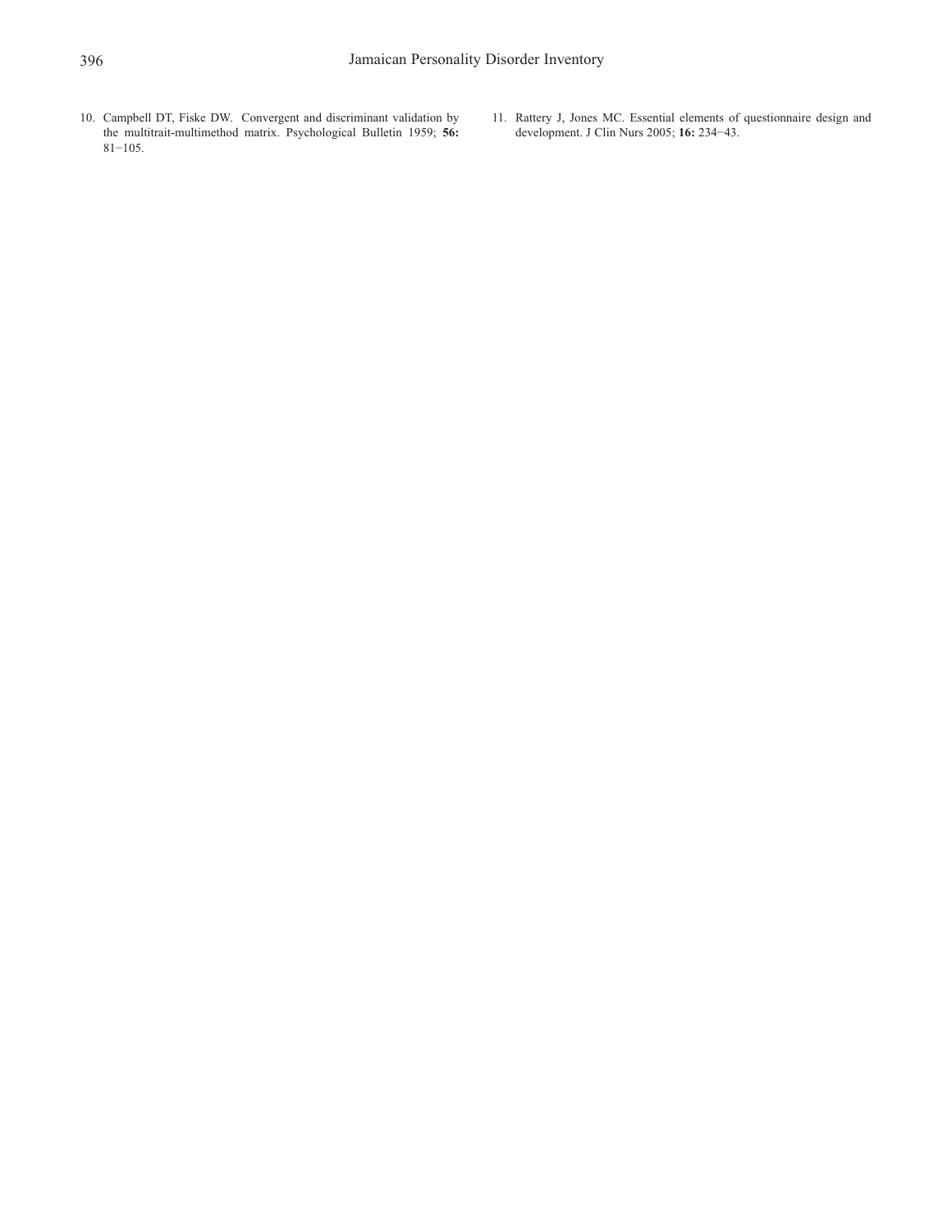10. Campbell DT, Fiske DW. Convergent and discriminant validation by the multitrait-multimethod matrix. Psychological Bulletin 1959; **56:** 81−105.

11. Rattery J, Jones MC. Essential elements of questionnaire design and development. J Clin Nurs 2005; **16:** 234−43.